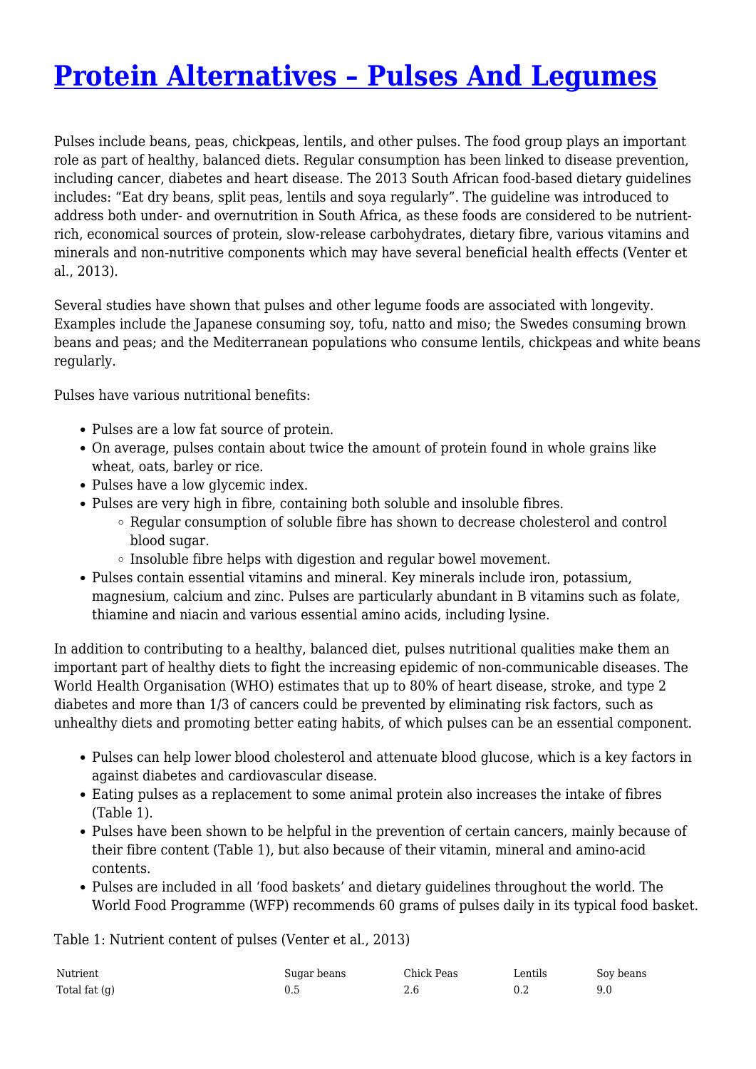# Protein Alternatives – Pulses And Legumes

Pulses include beans, peas, chickpeas, lentils, and other pulses. The food group plays an important role as part of healthy, balanced diets. Regular consumption has been linked to disease prevention, including cancer, diabetes and heart disease. The 2013 South African food-based dietary guidelines includes: "Eat dry beans, split peas, lentils and soya regularly". The guideline was introduced to address both under- and overnutrition in South Africa, as these foods are considered to be nutrient-rich, economical sources of protein, slow-release carbohydrates, dietary fibre, various vitamins and minerals and non-nutritive components which may have several beneficial health effects (Venter et al., 2013).

Several studies have shown that pulses and other legume foods are associated with longevity. Examples include the Japanese consuming soy, tofu, natto and miso; the Swedes consuming brown beans and peas; and the Mediterranean populations who consume lentils, chickpeas and white beans regularly.

Pulses have various nutritional benefits:

- Pulses are a low fat source of protein.
- On average, pulses contain about twice the amount of protein found in whole grains like wheat, oats, barley or rice.
- Pulses have a low glycemic index.
- Pulses are very high in fibre, containing both soluble and insoluble fibres.
  - Regular consumption of soluble fibre has shown to decrease cholesterol and control blood sugar.
  - Insoluble fibre helps with digestion and regular bowel movement.
- Pulses contain essential vitamins and mineral. Key minerals include iron, potassium, magnesium, calcium and zinc. Pulses are particularly abundant in B vitamins such as folate, thiamine and niacin and various essential amino acids, including lysine.

In addition to contributing to a healthy, balanced diet, pulses nutritional qualities make them an important part of healthy diets to fight the increasing epidemic of non-communicable diseases. The World Health Organisation (WHO) estimates that up to 80% of heart disease, stroke, and type 2 diabetes and more than 1/3 of cancers could be prevented by eliminating risk factors, such as unhealthy diets and promoting better eating habits, of which pulses can be an essential component.

- Pulses can help lower blood cholesterol and attenuate blood glucose, which is a key factors in against diabetes and cardiovascular disease.
- Eating pulses as a replacement to some animal protein also increases the intake of fibres (Table 1).
- Pulses have been shown to be helpful in the prevention of certain cancers, mainly because of their fibre content (Table 1), but also because of their vitamin, mineral and amino-acid contents.
- Pulses are included in all 'food baskets' and dietary guidelines throughout the world. The World Food Programme (WFP) recommends 60 grams of pulses daily in its typical food basket.

Table 1: Nutrient content of pulses (Venter et al., 2013)

| Nutrient | Sugar beans | Chick Peas | Lentils | Soy beans |
|---|---|---|---|---|
| Total fat (g) | 0.5 | 2.6 | 0.2 | 9.0 |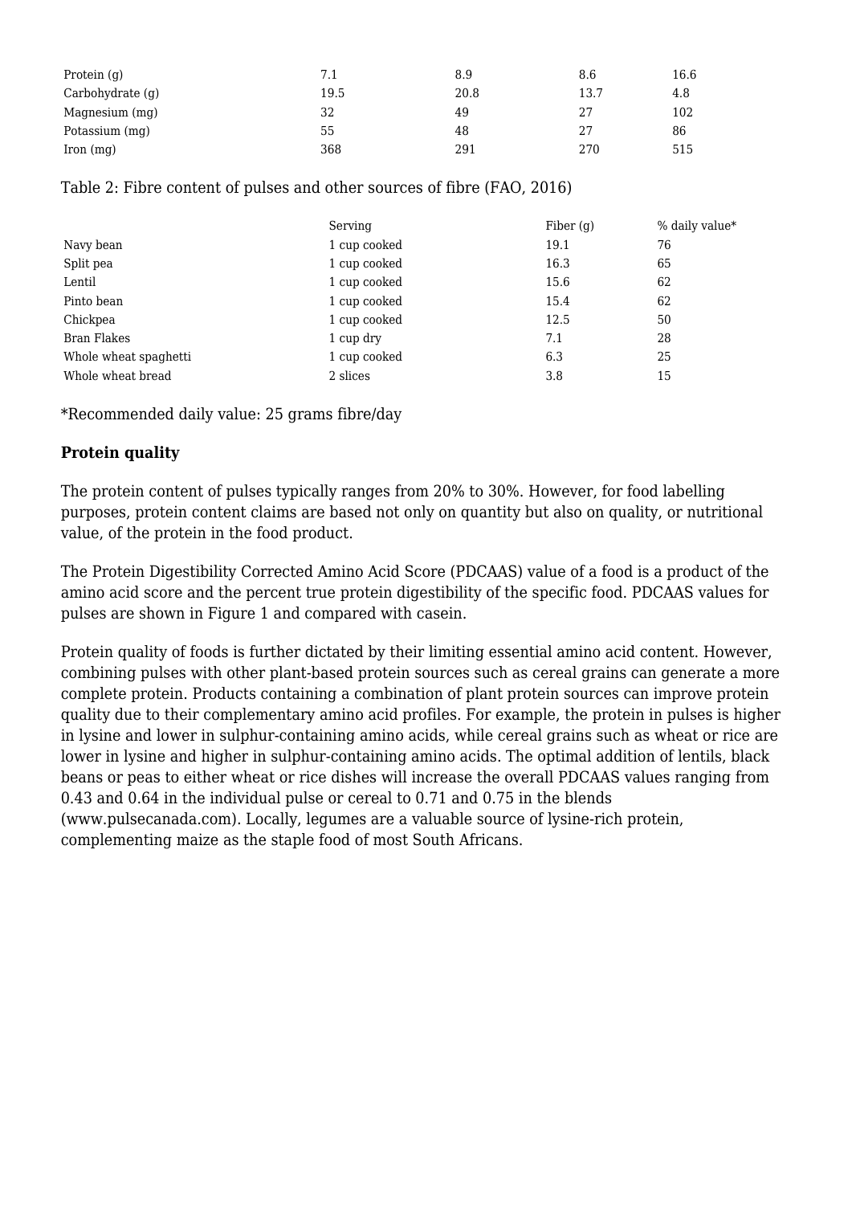| | | | | |
|---|---|---|---|---|
| Protein (g) | 7.1 | 8.9 | 8.6 | 16.6 |
| Carbohydrate (g) | 19.5 | 20.8 | 13.7 | 4.8 |
| Magnesium (mg) | 32 | 49 | 27 | 102 |
| Potassium (mg) | 55 | 48 | 27 | 86 |
| Iron (mg) | 368 | 291 | 270 | 515 |

Table 2: Fibre content of pulses and other sources of fibre (FAO, 2016)

| | Serving | Fiber (g) | % daily value* |
|---|---|---|---|
| Navy bean | 1 cup cooked | 19.1 | 76 |
| Split pea | 1 cup cooked | 16.3 | 65 |
| Lentil | 1 cup cooked | 15.6 | 62 |
| Pinto bean | 1 cup cooked | 15.4 | 62 |
| Chickpea | 1 cup cooked | 12.5 | 50 |
| Bran Flakes | 1 cup dry | 7.1 | 28 |
| Whole wheat spaghetti | 1 cup cooked | 6.3 | 25 |
| Whole wheat bread | 2 slices | 3.8 | 15 |

*Recommended daily value: 25 grams fibre/day

**Protein quality**

The protein content of pulses typically ranges from 20% to 30%. However, for food labelling purposes, protein content claims are based not only on quantity but also on quality, or nutritional value, of the protein in the food product.

The Protein Digestibility Corrected Amino Acid Score (PDCAAS) value of a food is a product of the amino acid score and the percent true protein digestibility of the specific food. PDCAAS values for pulses are shown in Figure 1 and compared with casein.

Protein quality of foods is further dictated by their limiting essential amino acid content. However, combining pulses with other plant-based protein sources such as cereal grains can generate a more complete protein. Products containing a combination of plant protein sources can improve protein quality due to their complementary amino acid profiles. For example, the protein in pulses is higher in lysine and lower in sulphur-containing amino acids, while cereal grains such as wheat or rice are lower in lysine and higher in sulphur-containing amino acids. The optimal addition of lentils, black beans or peas to either wheat or rice dishes will increase the overall PDCAAS values ranging from 0.43 and 0.64 in the individual pulse or cereal to 0.71 and 0.75 in the blends (www.pulsecanada.com). Locally, legumes are a valuable source of lysine-rich protein, complementing maize as the staple food of most South Africans.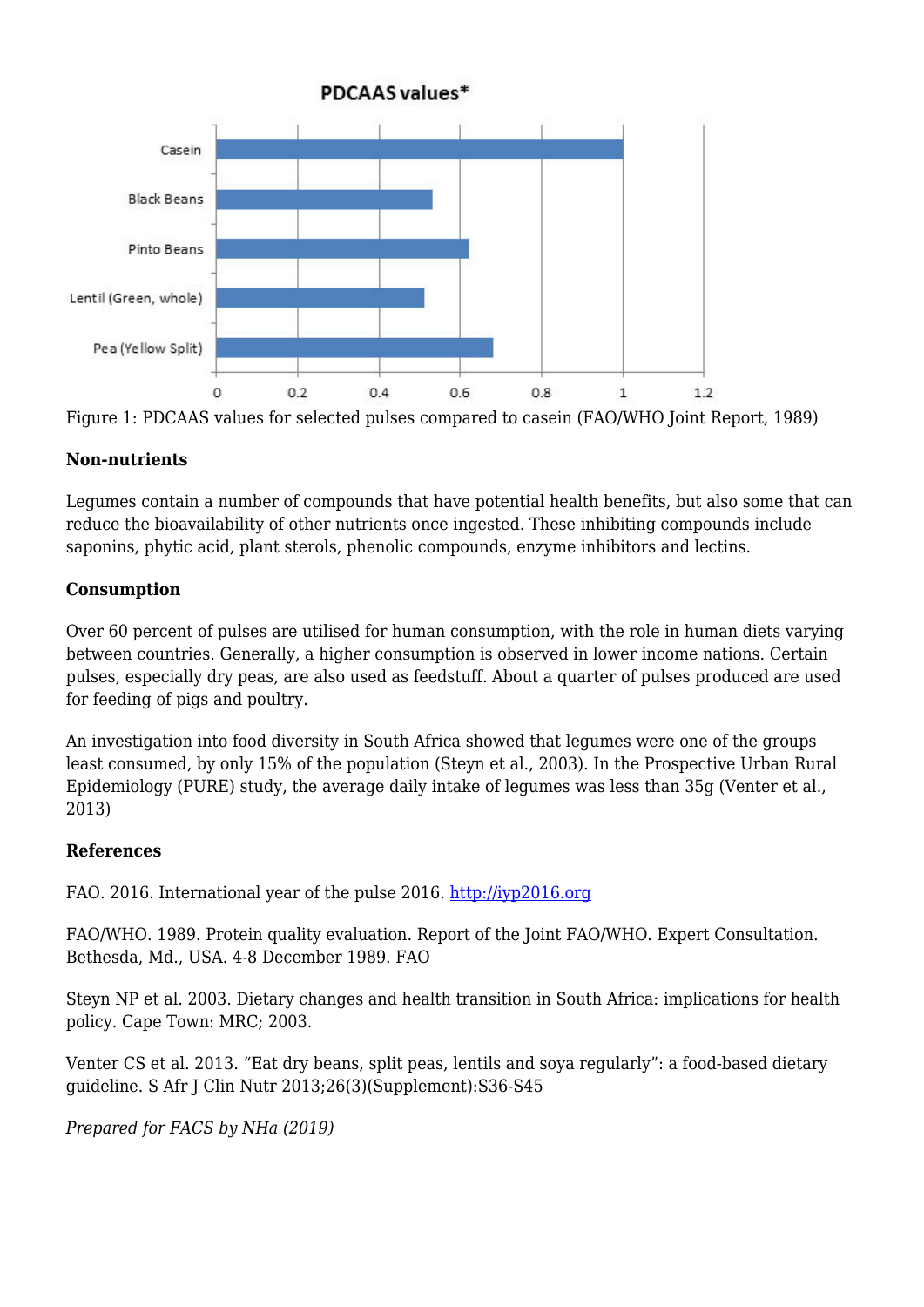PDCAAS values*

Casein

Black Beans

Pinto Beans

Lentil (Green, whole)

Pea (Yellow Split)

0 0.2 0.4 0.6 0.8 1 1.2

Figure 1: PDCAAS values for selected pulses compared to casein (FAO/WHO Joint Report, 1989)

**Non-nutrients**

Legumes contain a number of compounds that have potential health benefits, but also some that can reduce the bioavailability of other nutrients once ingested. These inhibiting compounds include saponins, phytic acid, plant sterols, phenolic compounds, enzyme inhibitors and lectins.

**Consumption**

Over 60 percent of pulses are utilised for human consumption, with the role in human diets varying between countries. Generally, a higher consumption is observed in lower income nations. Certain pulses, especially dry peas, are also used as feedstuff. About a quarter of pulses produced are used for feeding of pigs and poultry.

An investigation into food diversity in South Africa showed that legumes were one of the groups least consumed, by only 15% of the population (Steyn et al., 2003). In the Prospective Urban Rural Epidemiology (PURE) study, the average daily intake of legumes was less than 35g (Venter et al., 2013)

**References**

FAO. 2016. International year of the pulse 2016. [http://iyp2016.org](http://iyp2016.org)

FAO/WHO. 1989. Protein quality evaluation. Report of the Joint FAO/WHO. Expert Consultation. Bethesda, Md., USA. 4-8 December 1989. FAO

Steyn NP et al. 2003. Dietary changes and health transition in South Africa: implications for health policy. Cape Town: MRC; 2003.

Venter CS et al. 2013. "Eat dry beans, split peas, lentils and soya regularly": a food-based dietary guideline. S Afr J Clin Nutr 2013;26(3)(Supplement):S36-S45

*Prepared for FACS by NHa (2019)*